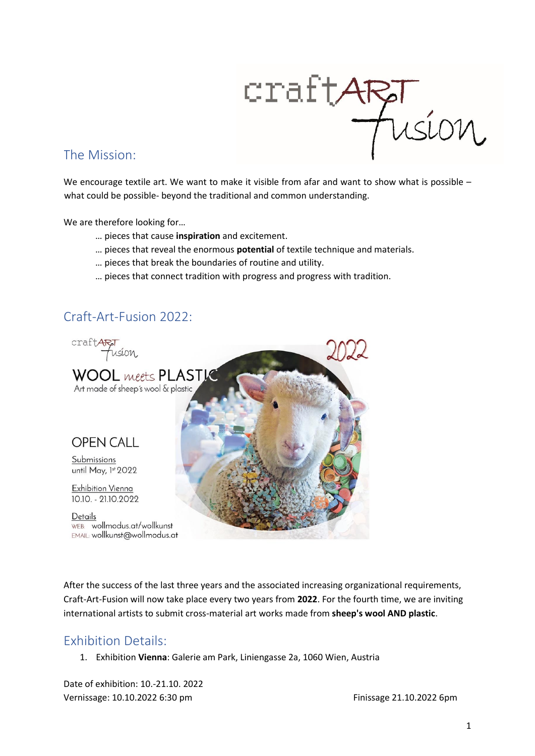## The Mission:

We encourage textile art. We want to make it visible from afar and want to show what is possible – what could be possible- beyond the traditional and common understanding.

We are therefore looking for…

… pieces that cause **inspiration** and excitement.
… pieces that reveal the enormous **potential** of textile technique and materials.
… pieces that break the boundaries of routine and utility.
… pieces that connect tradition with progress and progress with tradition.

## Craft-Art-Fusion 2022:

craftART fusion 2022

WOOL meets PLASTIC
Art made of sheep's wool & plastic

OPEN CALL

Submissions
until May, 1st 2022

Exhibition Vienna
10.10. - 21.10.2022

Details
WEB: wollmodus.at/wollkunst
EMAIL: wollkunst@wollmodus.at

After the success of the last three years and the associated increasing organizational requirements, Craft-Art-Fusion will now take place every two years from **2022**. For the fourth time, we are inviting international artists to submit cross-material art works made from **sheep's wool AND plastic**.

## Exhibition Details:

1. Exhibition **Vienna**: Galerie am Park, Liniengasse 2a, 1060 Wien, Austria

Date of exhibition: 10.-21.10. 2022
Vernissage: 10.10.2022 6:30 pm
Finissage 21.10.2022 6pm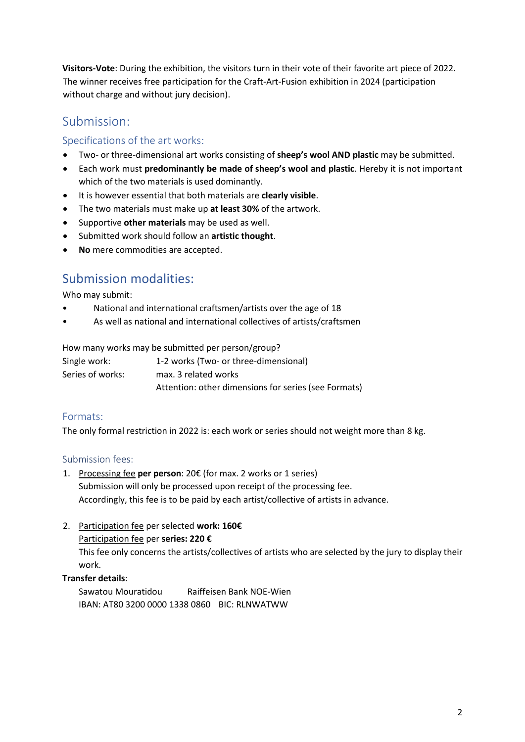**Visitors-Vote**: During the exhibition, the visitors turn in their vote of their favorite art piece of 2022. The winner receives free participation for the Craft-Art-Fusion exhibition in 2024 (participation without charge and without jury decision).

## Submission:

### Specifications of the art works:

- Two- or three-dimensional art works consisting of **sheep's wool AND plastic** may be submitted.
- Each work must **predominantly be made of sheep's wool and plastic**. Hereby it is not important which of the two materials is used dominantly.
- It is however essential that both materials are **clearly visible**.
- The two materials must make up **at least 30%** of the artwork.
- Supportive **other materials** may be used as well.
- Submitted work should follow an **artistic thought**.
- **No** mere commodities are accepted.

## Submission modalities:

Who may submit:

- National and international craftsmen/artists over the age of 18
- As well as national and international collectives of artists/craftsmen

How many works may be submitted per person/group?

| | |
|---|---|
| Single work: | 1-2 works (Two- or three-dimensional) |
| Series of works: | max. 3 related works<br>Attention: other dimensions for series (see Formats) |

### Formats:

The only formal restriction in 2022 is: each work or series should not weight more than 8 kg.

### Submission fees:

1. Processing fee **per person**: 20€ (for max. 2 works or 1 series)
   Submission will only be processed upon receipt of the processing fee.
   Accordingly, this fee is to be paid by each artist/collective of artists in advance.

2. Participation fee per selected **work: 160€**
   Participation fee per **series: 220 €**
   This fee only concerns the artists/collectives of artists who are selected by the jury to display their work.

**Transfer details**:

Sawatou Mouratidou Raiffeisen Bank NOE-Wien
IBAN: AT80 3200 0000 1338 0860 BIC: RLNWATWW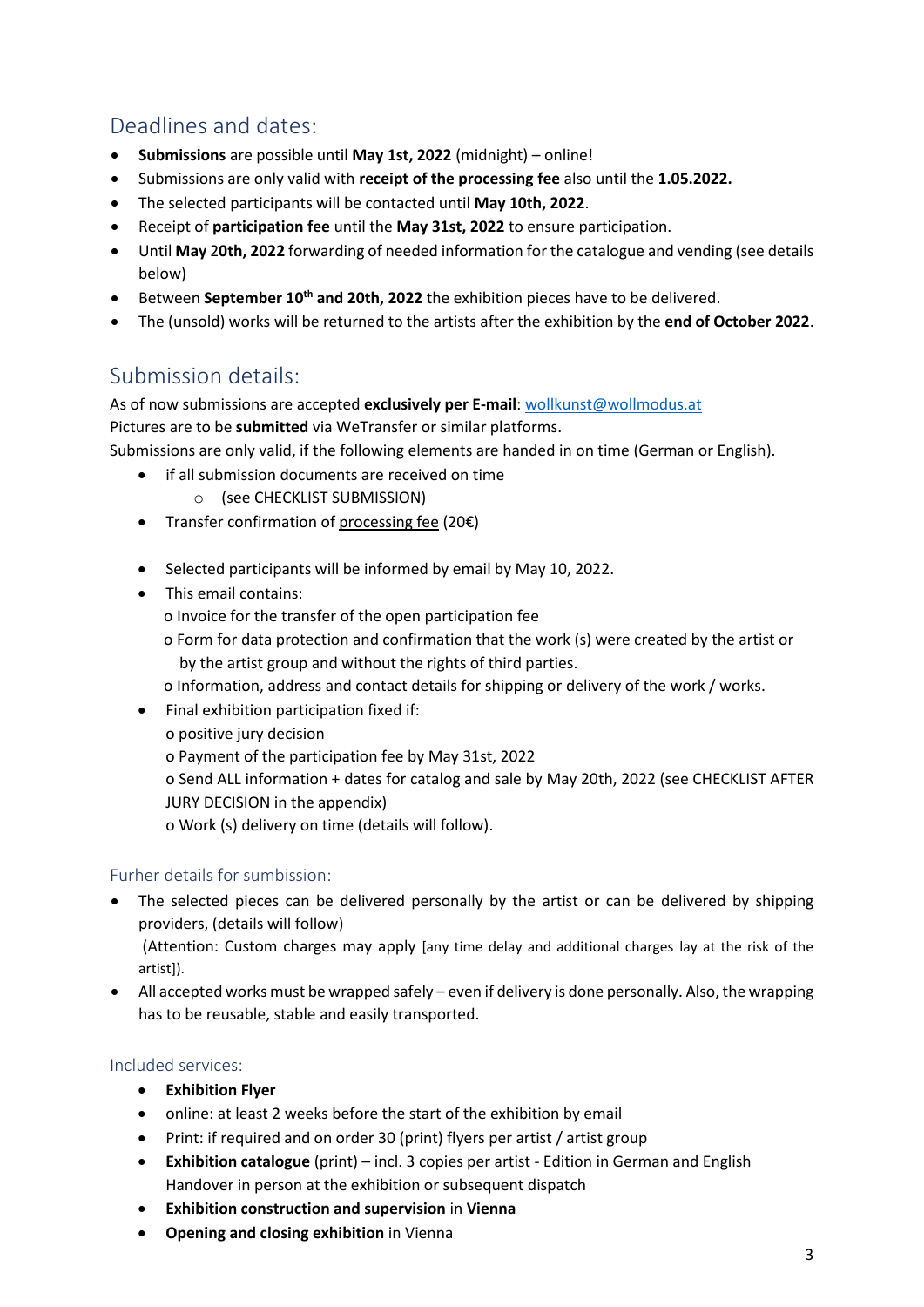## Deadlines and dates:

- **Submissions** are possible until **May 1st, 2022** (midnight) – online!
- Submissions are only valid with **receipt of the processing fee** also until the **1.05.2022.**
- The selected participants will be contacted until **May 10th, 2022**.
- Receipt of **participation fee** until the **May 31st, 2022** to ensure participation.
- Until **May** 2**0th, 2022** forwarding of needed information for the catalogue and vending (see details below)
- Between **September 10th and 20th, 2022** the exhibition pieces have to be delivered.
- The (unsold) works will be returned to the artists after the exhibition by the **end of October 2022**.

## Submission details:

As of now submissions are accepted **exclusively per E-mail**: wollkunst@wollmodus.at
Pictures are to be **submitted** via WeTransfer or similar platforms.
Submissions are only valid, if the following elements are handed in on time (German or English).

- if all submission documents are received on time
  - (see CHECKLIST SUBMISSION)
- Transfer confirmation of processing fee (20€)

- Selected participants will be informed by email by May 10, 2022.
- This email contains:
  o Invoice for the transfer of the open participation fee
  o Form for data protection and confirmation that the work (s) were created by the artist or by the artist group and without the rights of third parties.
  o Information, address and contact details for shipping or delivery of the work / works.
- Final exhibition participation fixed if:
  o positive jury decision
  o Payment of the participation fee by May 31st, 2022
  o Send ALL information + dates for catalog and sale by May 20th, 2022 (see CHECKLIST AFTER JURY DECISION in the appendix)
  o Work (s) delivery on time (details will follow).

### Furher details for sumbission:

- The selected pieces can be delivered personally by the artist or can be delivered by shipping providers, (details will follow)
  (Attention: Custom charges may apply [any time delay and additional charges lay at the risk of the artist]).
- All accepted works must be wrapped safely – even if delivery is done personally. Also, the wrapping has to be reusable, stable and easily transported.

### Included services:

- **Exhibition Flyer**
- online: at least 2 weeks before the start of the exhibition by email
- Print: if required and on order 30 (print) flyers per artist / artist group
- **Exhibition catalogue** (print) – incl. 3 copies per artist - Edition in German and English
  Handover in person at the exhibition or subsequent dispatch
- **Exhibition construction and supervision** in **Vienna**
- **Opening and closing exhibition** in Vienna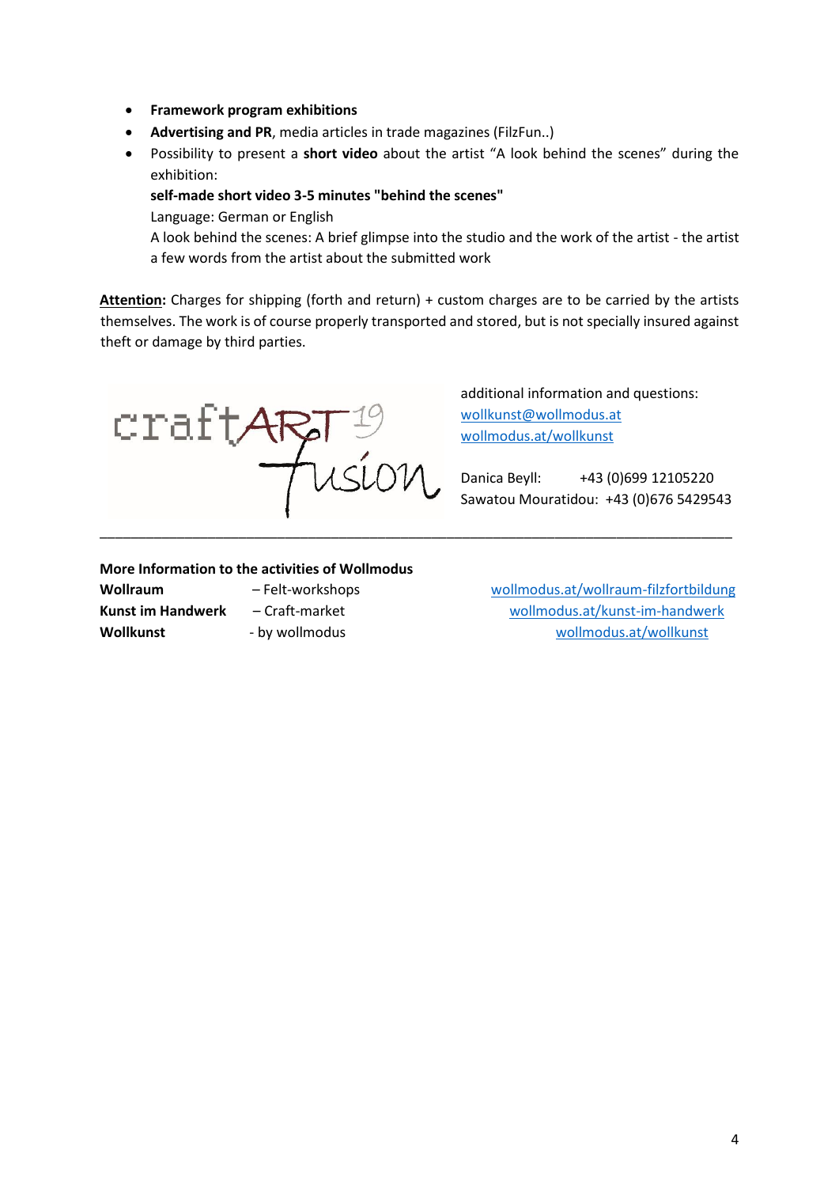- **Framework program exhibitions**
- **Advertising and PR**, media articles in trade magazines (FilzFun..)
- Possibility to present a **short video** about the artist "A look behind the scenes" during the exhibition:

  **self-made short video 3-5 minutes "behind the scenes"**

  Language: German or English

  A look behind the scenes: A brief glimpse into the studio and the work of the artist - the artist a few words from the artist about the submitted work

**Attention:** Charges for shipping (forth and return) + custom charges are to be carried by the artists themselves. The work is of course properly transported and stored, but is not specially insured against theft or damage by third parties.

craftART[19] fusion

additional information and questions:
wollkunst@wollmodus.at
wollmodus.at/wollkunst

Danica Beyll: +43 (0)699 12105220
Sawatou Mouratidou: +43 (0)676 5429543

---

**More Information to the activities of Wollmodus**

| | | |
|---|---|---|
| **Wollraum** | – Felt-workshops | wollmodus.at/wollraum-filzfortbildung |
| **Kunst im Handwerk** | – Craft-market | wollmodus.at/kunst-im-handwerk |
| **Wollkunst** | - by wollmodus | wollmodus.at/wollkunst |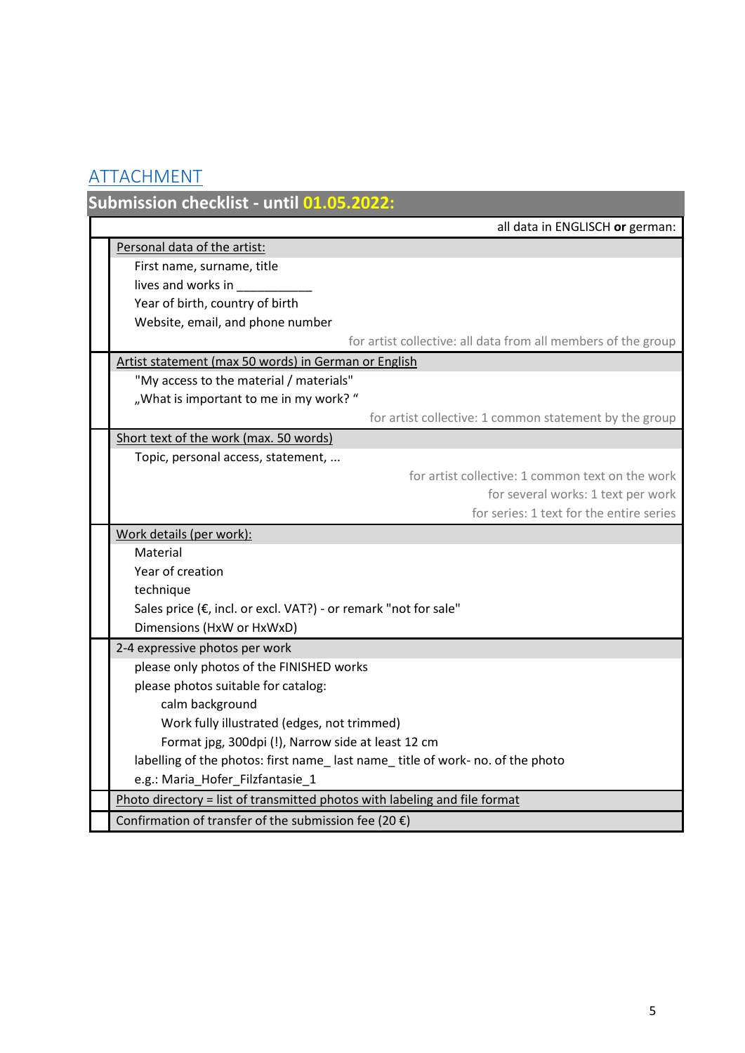## ATTACHMENT

### Submission checklist - until 01.05.2022:

all data in ENGLISCH **or** german:

| | |
|---|---|
| | Personal data of the artist: |
| | First name, surname, title |
| | lives and works in ___________ |
| | Year of birth, country of birth |
| | Website, email, and phone number |
| | for artist collective: all data from all members of the group |
| | Artist statement (max 50 words) in German or English |
| | "My access to the material / materials" |
| | „What is important to me in my work? “ |
| | for artist collective: 1 common statement by the group |
| | Short text of the work (max. 50 words) |
| | Topic, personal access, statement, ... |
| | for artist collective: 1 common text on the work |
| | for several works: 1 text per work |
| | for series: 1 text for the entire series |
| | Work details (per work): |
| | Material |
| | Year of creation |
| | technique |
| | Sales price (€, incl. or excl. VAT?) - or remark "not for sale" |
| | Dimensions (HxW or HxWxD) |
| | 2-4 expressive photos per work |
| | please only photos of the FINISHED works |
| | please photos suitable for catalog: |
| | calm background |
| | Work fully illustrated (edges, not trimmed) |
| | Format jpg, 300dpi (!), Narrow side at least 12 cm |
| | labelling of the photos: first name_ last name_ title of work- no. of the photo |
| | e.g.: Maria_Hofer_Filzfantasie_1 |
| | Photo directory = list of transmitted photos with labeling and file format |
| | Confirmation of transfer of the submission fee (20 €) |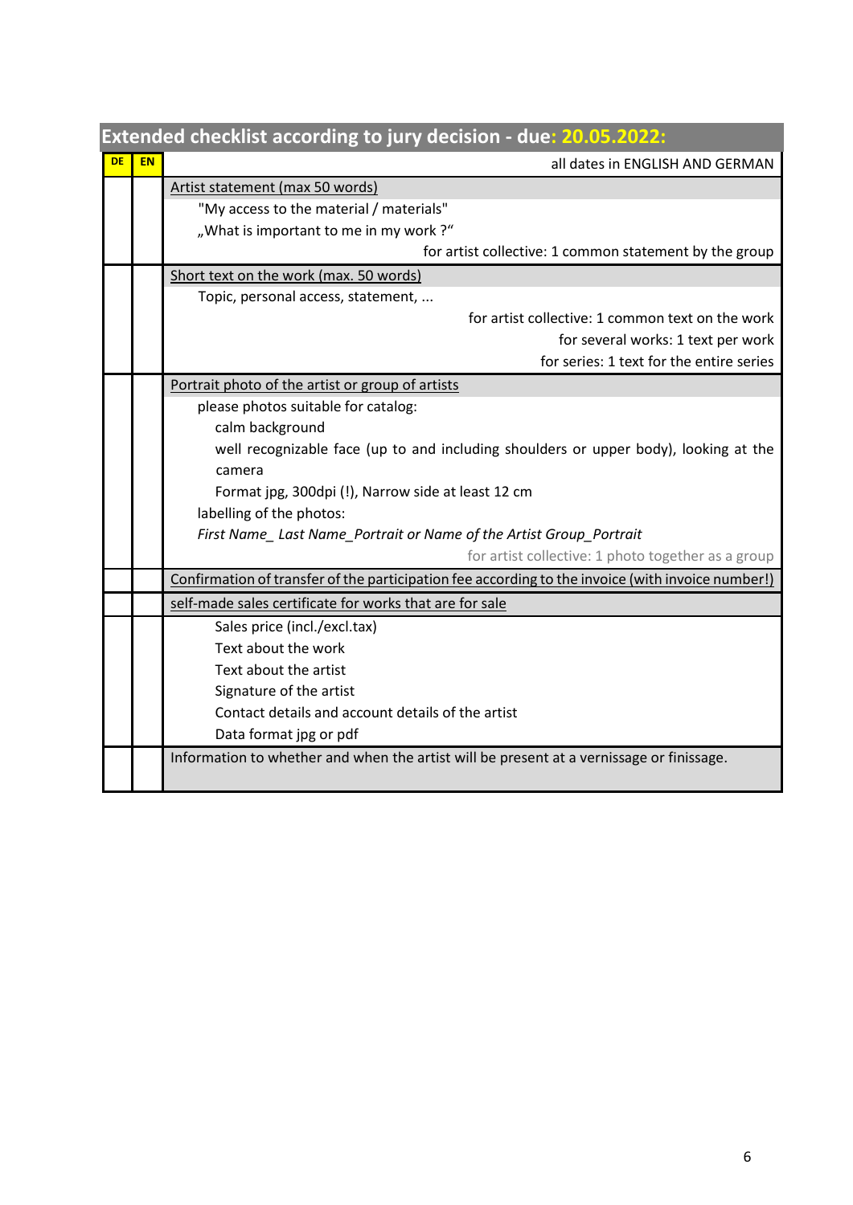## Extended checklist according to jury decision - due: 20.05.2022:

| DE | EN | all dates in ENGLISH AND GERMAN |
|---|---|---|
| | | Artist statement (max 50 words) |
| | | "My access to the material / materials" |
| | | „What is important to me in my work ?“ |
| | | for artist collective: 1 common statement by the group |
| | | Short text on the work (max. 50 words) |
| | | Topic, personal access, statement, ... |
| | | for artist collective: 1 common text on the work |
| | | for several works: 1 text per work |
| | | for series: 1 text for the entire series |
| | | Portrait photo of the artist or group of artists |
| | | please photos suitable for catalog: |
| | | calm background |
| | | well recognizable face (up to and including shoulders or upper body), looking at the camera |
| | | Format jpg, 300dpi (!), Narrow side at least 12 cm |
| | | labelling of the photos: |
| | | *First Name_ Last Name_Portrait or Name of the Artist Group_Portrait* |
| | | for artist collective: 1 photo together as a group |
| | | Confirmation of transfer of the participation fee according to the invoice (with invoice number!) |
| | | self-made sales certificate for works that are for sale |
| | | Sales price (incl./excl.tax) |
| | | Text about the work |
| | | Text about the artist |
| | | Signature of the artist |
| | | Contact details and account details of the artist |
| | | Data format jpg or pdf |
| | | Information to whether and when the artist will be present at a vernissage or finissage. |